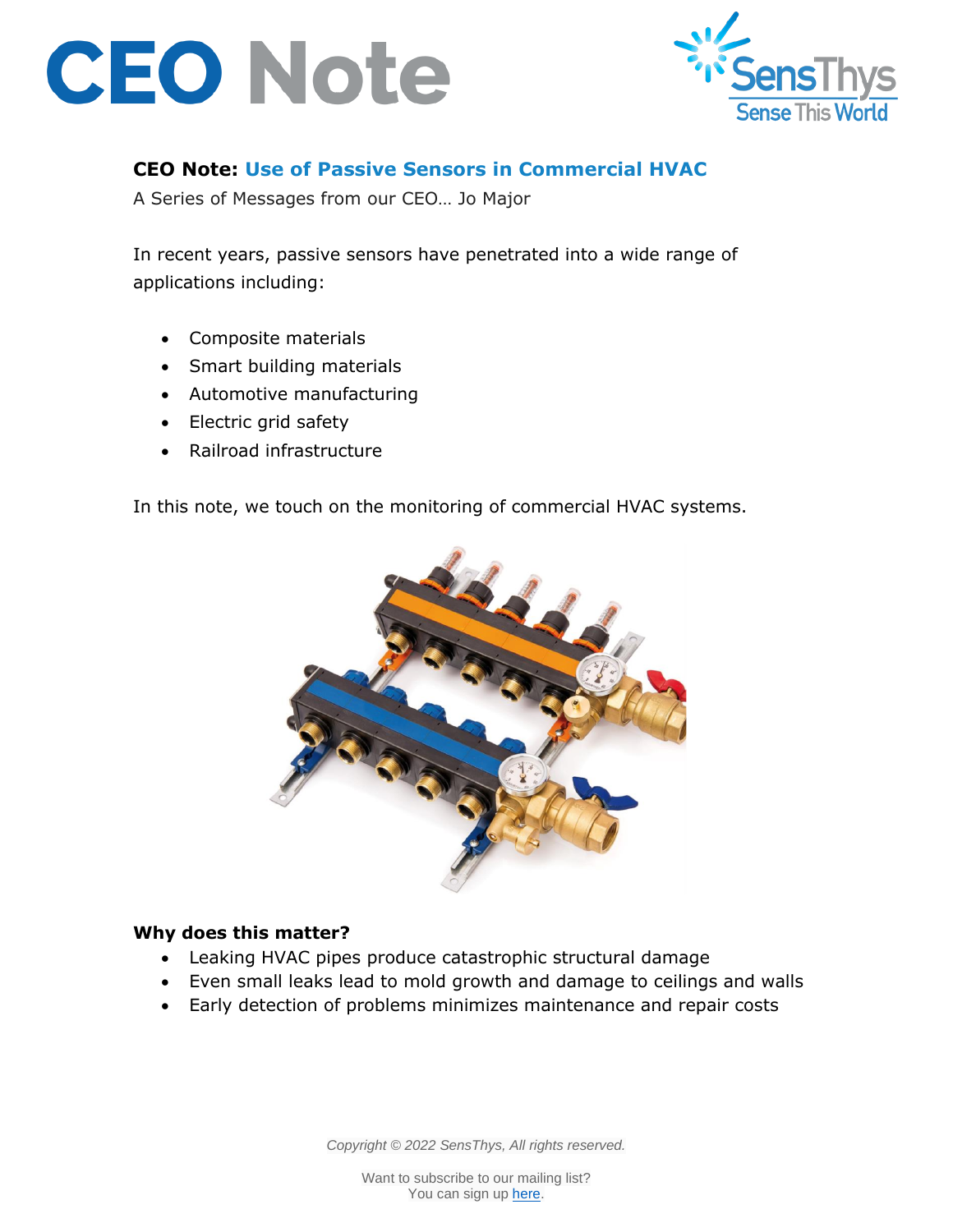# CEO Note

SensThys
Sense This World

**CEO Note: Use of Passive Sensors in Commercial HVAC**

A Series of Messages from our CEO… Jo Major

In recent years, passive sensors have penetrated into a wide range of applications including:

- Composite materials
- Smart building materials
- Automotive manufacturing
- Electric grid safety
- Railroad infrastructure

In this note, we touch on the monitoring of commercial HVAC systems.

**Why does this matter?**

- Leaking HVAC pipes produce catastrophic structural damage
- Even small leaks lead to mold growth and damage to ceilings and walls
- Early detection of problems minimizes maintenance and repair costs

*Copyright © 2022 SensThys, All rights reserved.*

Want to subscribe to our mailing list?
You can sign up here.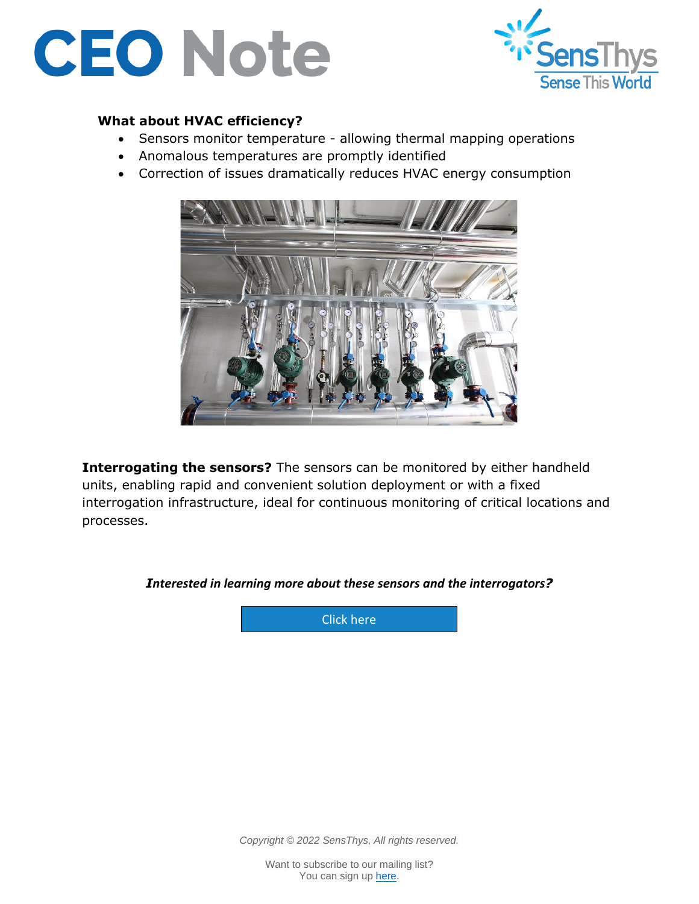**What about HVAC efficiency?**

- Sensors monitor temperature - allowing thermal mapping operations
- Anomalous temperatures are promptly identified
- Correction of issues dramatically reduces HVAC energy consumption

**Interrogating the sensors?** The sensors can be monitored by either handheld units, enabling rapid and convenient solution deployment or with a fixed interrogation infrastructure, ideal for continuous monitoring of critical locations and processes.

***Interested in learning more about these sensors and the interrogators?***

Click here

*Copyright © 2022 SensThys, All rights reserved.*

Want to subscribe to our mailing list?
You can sign up here.